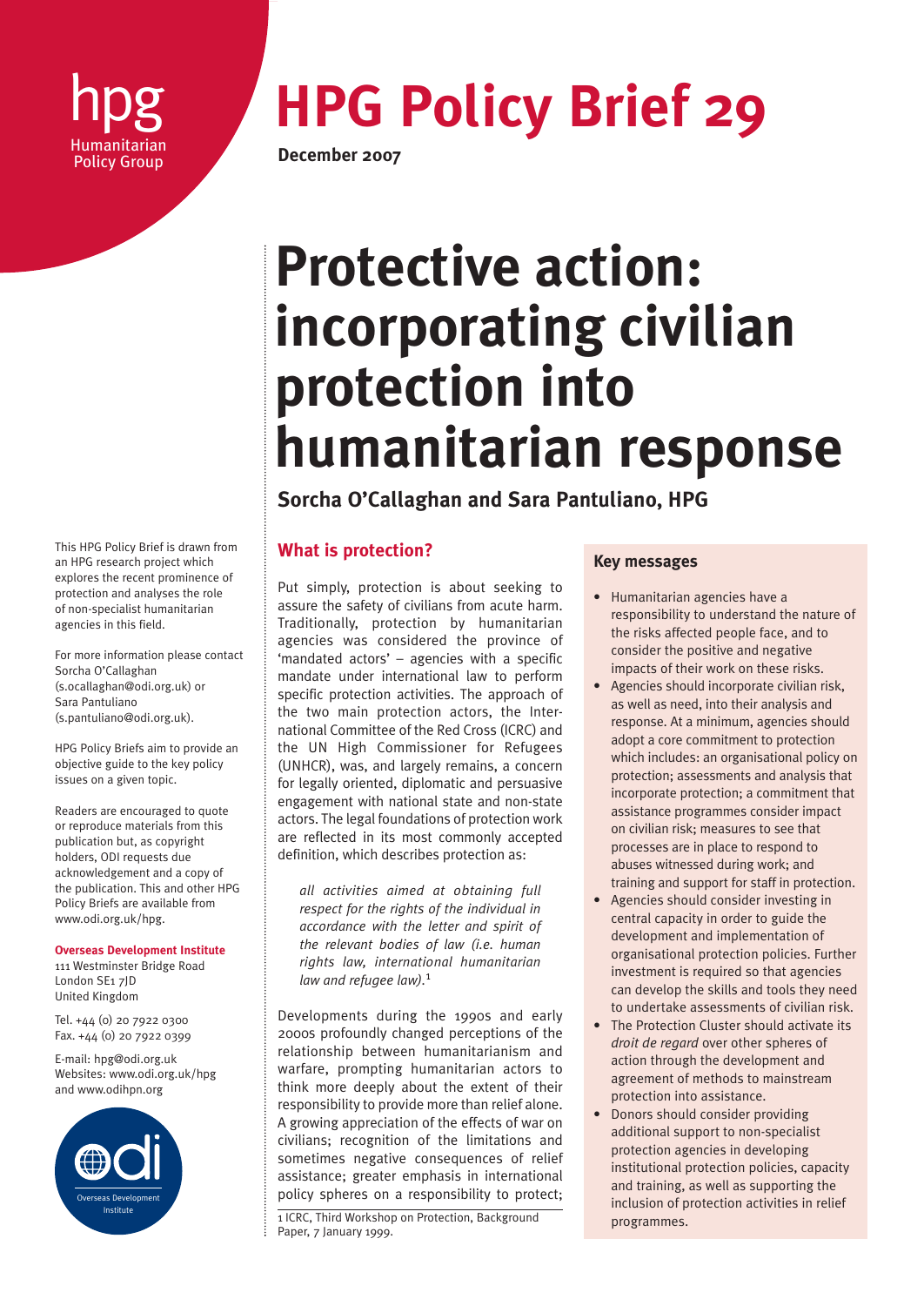hpg
Humanitarian Policy Group

# HPG Policy Brief 29

**December 2007**

# Protective action: incorporating civilian protection into humanitarian response

**Sorcha O'Callaghan and Sara Pantuliano, HPG**

This HPG Policy Brief is drawn from an HPG research project which explores the recent prominence of protection and analyses the role of non-specialist humanitarian agencies in this field.

For more information please contact Sorcha O'Callaghan (s.ocallaghan@odi.org.uk) or Sara Pantuliano (s.pantuliano@odi.org.uk).

HPG Policy Briefs aim to provide an objective guide to the key policy issues on a given topic.

Readers are encouraged to quote or reproduce materials from this publication but, as copyright holders, ODI requests due acknowledgement and a copy of the publication. This and other HPG Policy Briefs are available from www.odi.org.uk/hpg.

**Overseas Development Institute**
111 Westminster Bridge Road
London SE1 7JD
United Kingdom

Tel. +44 (0) 20 7922 0300
Fax. +44 (0) 20 7922 0399

E-mail: hpg@odi.org.uk
Websites: www.odi.org.uk/hpg and www.odihpn.org

## What is protection?

Put simply, protection is about seeking to assure the safety of civilians from acute harm. Traditionally, protection by humanitarian agencies was considered the province of 'mandated actors' – agencies with a specific mandate under international law to perform specific protection activities. The approach of the two main protection actors, the International Committee of the Red Cross (ICRC) and the UN High Commissioner for Refugees (UNHCR), was, and largely remains, a concern for legally oriented, diplomatic and persuasive engagement with national state and non-state actors. The legal foundations of protection work are reflected in its most commonly accepted definition, which describes protection as:

> *all activities aimed at obtaining full respect for the rights of the individual in accordance with the letter and spirit of the relevant bodies of law (i.e. human rights law, international humanitarian law and refugee law).*[1]

Developments during the 1990s and early 2000s profoundly changed perceptions of the relationship between humanitarianism and warfare, prompting humanitarian actors to think more deeply about the extent of their responsibility to provide more than relief alone. A growing appreciation of the effects of war on civilians; recognition of the limitations and sometimes negative consequences of relief assistance; greater emphasis in international policy spheres on a responsibility to protect;

1 ICRC, Third Workshop on Protection, Background Paper, 7 January 1999.

### Key messages

- Humanitarian agencies have a responsibility to understand the nature of the risks affected people face, and to consider the positive and negative impacts of their work on these risks.
- Agencies should incorporate civilian risk, as well as need, into their analysis and response. At a minimum, agencies should adopt a core commitment to protection which includes: an organisational policy on protection; assessments and analysis that incorporate protection; a commitment that assistance programmes consider impact on civilian risk; measures to see that processes are in place to respond to abuses witnessed during work; and training and support for staff in protection.
- Agencies should consider investing in central capacity in order to guide the development and implementation of organisational protection policies. Further investment is required so that agencies can develop the skills and tools they need to undertake assessments of civilian risk.
- The Protection Cluster should activate its *droit de regard* over other spheres of action through the development and agreement of methods to mainstream protection into assistance.
- Donors should consider providing additional support to non-specialist protection agencies in developing institutional protection policies, capacity and training, as well as supporting the inclusion of protection activities in relief programmes.

odi
Overseas Development Institute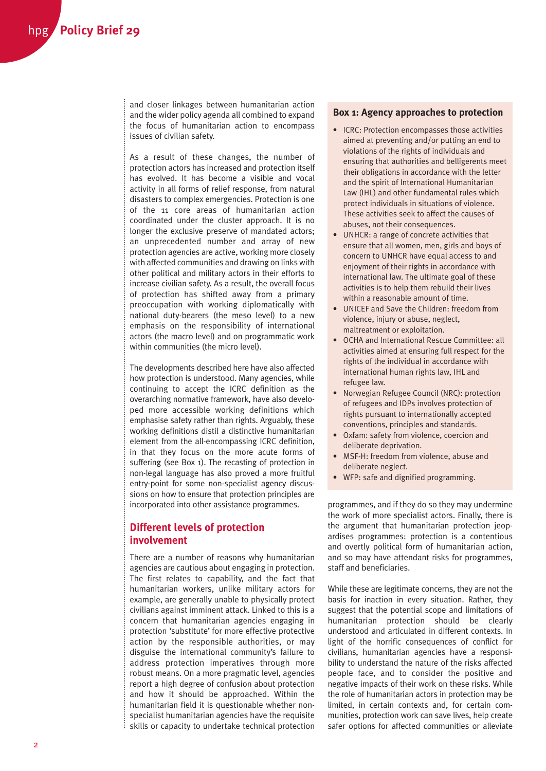and closer linkages between humanitarian action and the wider policy agenda all combined to expand the focus of humanitarian action to encompass issues of civilian safety.

As a result of these changes, the number of protection actors has increased and protection itself has evolved. It has become a visible and vocal activity in all forms of relief response, from natural disasters to complex emergencies. Protection is one of the 11 core areas of humanitarian action coordinated under the cluster approach. It is no longer the exclusive preserve of mandated actors; an unprecedented number and array of new protection agencies are active, working more closely with affected communities and drawing on links with other political and military actors in their efforts to increase civilian safety. As a result, the overall focus of protection has shifted away from a primary preoccupation with working diplomatically with national duty-bearers (the meso level) to a new emphasis on the responsibility of international actors (the macro level) and on programmatic work within communities (the micro level).

The developments described here have also affected how protection is understood. Many agencies, while continuing to accept the ICRC definition as the overarching normative framework, have also developed more accessible working definitions which emphasise safety rather than rights. Arguably, these working definitions distil a distinctive humanitarian element from the all-encompassing ICRC definition, in that they focus on the more acute forms of suffering (see Box 1). The recasting of protection in non-legal language has also proved a more fruitful entry-point for some non-specialist agency discussions on how to ensure that protection principles are incorporated into other assistance programmes.

### Box 1: Agency approaches to protection

- ICRC: Protection encompasses those activities aimed at preventing and/or putting an end to violations of the rights of individuals and ensuring that authorities and belligerents meet their obligations in accordance with the letter and the spirit of International Humanitarian Law (IHL) and other fundamental rules which protect individuals in situations of violence. These activities seek to affect the causes of abuses, not their consequences.
- UNHCR: a range of concrete activities that ensure that all women, men, girls and boys of concern to UNHCR have equal access to and enjoyment of their rights in accordance with international law. The ultimate goal of these activities is to help them rebuild their lives within a reasonable amount of time.
- UNICEF and Save the Children: freedom from violence, injury or abuse, neglect, maltreatment or exploitation.
- OCHA and International Rescue Committee: all activities aimed at ensuring full respect for the rights of the individual in accordance with international human rights law, IHL and refugee law.
- Norwegian Refugee Council (NRC): protection of refugees and IDPs involves protection of rights pursuant to internationally accepted conventions, principles and standards.
- Oxfam: safety from violence, coercion and deliberate deprivation.
- MSF-H: freedom from violence, abuse and deliberate neglect.
- WFP: safe and dignified programming.

## Different levels of protection involvement

There are a number of reasons why humanitarian agencies are cautious about engaging in protection. The first relates to capability, and the fact that humanitarian workers, unlike military actors for example, are generally unable to physically protect civilians against imminent attack. Linked to this is a concern that humanitarian agencies engaging in protection 'substitute' for more effective protective action by the responsible authorities, or may disguise the international community's failure to address protection imperatives through more robust means. On a more pragmatic level, agencies report a high degree of confusion about protection and how it should be approached. Within the humanitarian field it is questionable whether non-specialist humanitarian agencies have the requisite skills or capacity to undertake technical protection programmes, and if they do so they may undermine the work of more specialist actors. Finally, there is the argument that humanitarian protection jeopardises programmes: protection is a contentious and overtly political form of humanitarian action, and so may have attendant risks for programmes, staff and beneficiaries.

While these are legitimate concerns, they are not the basis for inaction in every situation. Rather, they suggest that the potential scope and limitations of humanitarian protection should be clearly understood and articulated in different contexts. In light of the horrific consequences of conflict for civilians, humanitarian agencies have a responsibility to understand the nature of the risks affected people face, and to consider the positive and negative impacts of their work on these risks. While the role of humanitarian actors in protection may be limited, in certain contexts and, for certain communities, protection work can save lives, help create safer options for affected communities or alleviate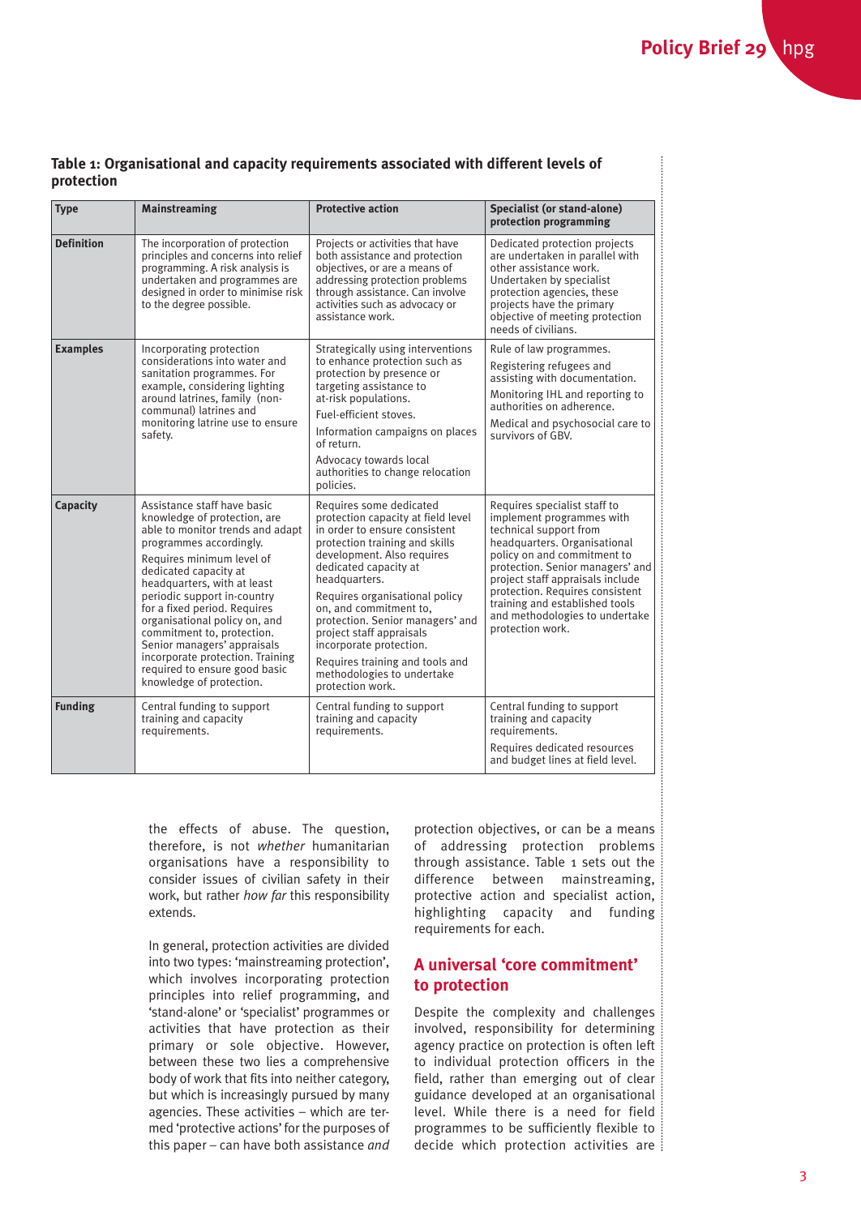**Table 1: Organisational and capacity requirements associated with different levels of protection**

| Type | Mainstreaming | Protective action | Specialist (or stand-alone) protection programming |
|---|---|---|---|
| **Definition** | The incorporation of protection principles and concerns into relief programming. A risk analysis is undertaken and programmes are designed in order to minimise risk to the degree possible. | Projects or activities that have both assistance and protection objectives, or are a means of addressing protection problems through assistance. Can involve activities such as advocacy or assistance work. | Dedicated protection projects are undertaken in parallel with other assistance work. Undertaken by specialist protection agencies, these projects have the primary objective of meeting protection needs of civilians. |
| **Examples** | Incorporating protection considerations into water and sanitation programmes. For example, considering lighting around latrines, family (non-communal) latrines and monitoring latrine use to ensure safety. | Strategically using interventions to enhance protection such as protection by presence or targeting assistance to at-risk populations.<br>Fuel-efficient stoves.<br>Information campaigns on places of return.<br>Advocacy towards local authorities to change relocation policies. | Rule of law programmes.<br>Registering refugees and assisting with documentation.<br>Monitoring IHL and reporting to authorities on adherence.<br>Medical and psychosocial care to survivors of GBV. |
| **Capacity** | Assistance staff have basic knowledge of protection, are able to monitor trends and adapt programmes accordingly.<br>Requires minimum level of dedicated capacity at headquarters, with at least periodic support in-country for a fixed period. Requires organisational policy on, and commitment to, protection. Senior managers' appraisals incorporate protection. Training required to ensure good basic knowledge of protection. | Requires some dedicated protection capacity at field level in order to ensure consistent protection training and skills development. Also requires dedicated capacity at headquarters.<br>Requires organisational policy on, and commitment to, protection. Senior managers' and project staff appraisals incorporate protection.<br>Requires training and tools and methodologies to undertake protection work. | Requires specialist staff to implement programmes with technical support from headquarters. Organisational policy on and commitment to protection. Senior managers' and project staff appraisals include protection. Requires consistent training and established tools and methodologies to undertake protection work. |
| **Funding** | Central funding to support training and capacity requirements. | Central funding to support training and capacity requirements. | Central funding to support training and capacity requirements.<br>Requires dedicated resources and budget lines at field level. |

the effects of abuse. The question, therefore, is not *whether* humanitarian organisations have a responsibility to consider issues of civilian safety in their work, but rather *how far* this responsibility extends.

In general, protection activities are divided into two types: 'mainstreaming protection', which involves incorporating protection principles into relief programming, and 'stand-alone' or 'specialist' programmes or activities that have protection as their primary or sole objective. However, between these two lies a comprehensive body of work that fits into neither category, but which is increasingly pursued by many agencies. These activities – which are termed 'protective actions' for the purposes of this paper – can have both assistance *and* protection objectives, or can be a means of addressing protection problems through assistance. Table 1 sets out the difference between mainstreaming, protective action and specialist action, highlighting capacity and funding requirements for each.

## A universal 'core commitment' to protection

Despite the complexity and challenges involved, responsibility for determining agency practice on protection is often left to individual protection officers in the field, rather than emerging out of clear guidance developed at an organisational level. While there is a need for field programmes to be sufficiently flexible to decide which protection activities are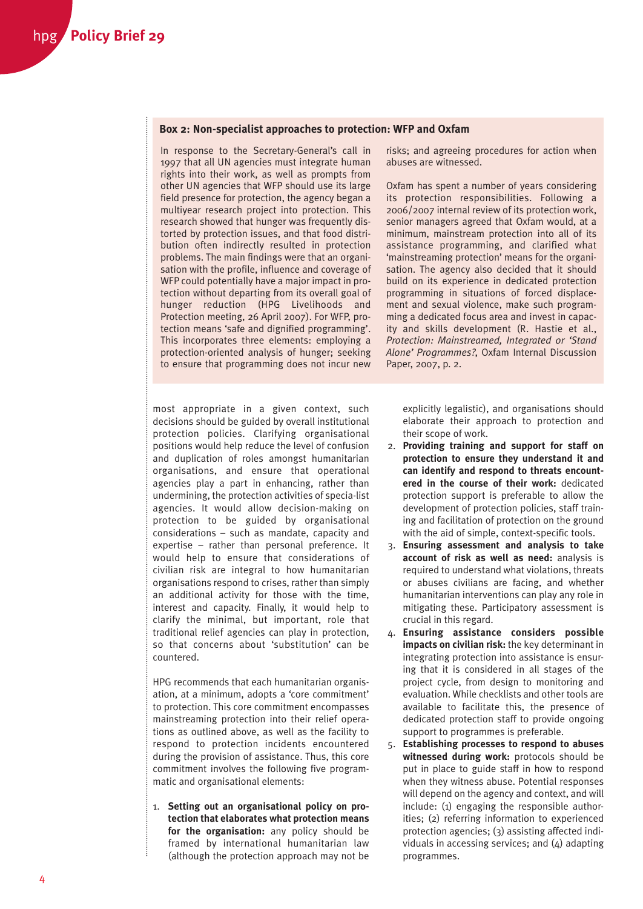### Box 2: Non-specialist approaches to protection: WFP and Oxfam

In response to the Secretary-General's call in 1997 that all UN agencies must integrate human rights into their work, as well as prompts from other UN agencies that WFP should use its large field presence for protection, the agency began a multiyear research project into protection. This research showed that hunger was frequently distorted by protection issues, and that food distribution often indirectly resulted in protection problems. The main findings were that an organisation with the profile, influence and coverage of WFP could potentially have a major impact in protection without departing from its overall goal of hunger reduction (HPG Livelihoods and Protection meeting, 26 April 2007). For WFP, protection means 'safe and dignified programming'. This incorporates three elements: employing a protection-oriented analysis of hunger; seeking to ensure that programming does not incur new risks; and agreeing procedures for action when abuses are witnessed.

Oxfam has spent a number of years considering its protection responsibilities. Following a 2006/2007 internal review of its protection work, senior managers agreed that Oxfam would, at a minimum, mainstream protection into all of its assistance programming, and clarified what 'mainstreaming protection' means for the organisation. The agency also decided that it should build on its experience in dedicated protection programming in situations of forced displacement and sexual violence, make such programming a dedicated focus area and invest in capacity and skills development (R. Hastie et al., *Protection: Mainstreamed, Integrated or 'Stand Alone' Programmes?*, Oxfam Internal Discussion Paper, 2007, p. 2.

most appropriate in a given context, such decisions should be guided by overall institutional protection policies. Clarifying organisational positions would help reduce the level of confusion and duplication of roles amongst humanitarian organisations, and ensure that operational agencies play a part in enhancing, rather than undermining, the protection activities of specialist agencies. It would allow decision-making on protection to be guided by organisational considerations – such as mandate, capacity and expertise – rather than personal preference. It would help to ensure that considerations of civilian risk are integral to how humanitarian organisations respond to crises, rather than simply an additional activity for those with the time, interest and capacity. Finally, it would help to clarify the minimal, but important, role that traditional relief agencies can play in protection, so that concerns about 'substitution' can be countered.

HPG recommends that each humanitarian organisation, at a minimum, adopts a 'core commitment' to protection. This core commitment encompasses mainstreaming protection into their relief operations as outlined above, as well as the facility to respond to protection incidents encountered during the provision of assistance. Thus, this core commitment involves the following five programmatic and organisational elements:

1. **Setting out an organisational policy on protection that elaborates what protection means for the organisation:** any policy should be framed by international humanitarian law (although the protection approach may not be explicitly legalistic), and organisations should elaborate their approach to protection and their scope of work.
2. **Providing training and support for staff on protection to ensure they understand it and can identify and respond to threats encountered in the course of their work:** dedicated protection support is preferable to allow the development of protection policies, staff training and facilitation of protection on the ground with the aid of simple, context-specific tools.
3. **Ensuring assessment and analysis to take account of risk as well as need:** analysis is required to understand what violations, threats or abuses civilians are facing, and whether humanitarian interventions can play any role in mitigating these. Participatory assessment is crucial in this regard.
4. **Ensuring assistance considers possible impacts on civilian risk:** the key determinant in integrating protection into assistance is ensuring that it is considered in all stages of the project cycle, from design to monitoring and evaluation. While checklists and other tools are available to facilitate this, the presence of dedicated protection staff to provide ongoing support to programmes is preferable.
5. **Establishing processes to respond to abuses witnessed during work:** protocols should be put in place to guide staff in how to respond when they witness abuse. Potential responses will depend on the agency and context, and will include: (1) engaging the responsible authorities; (2) referring information to experienced protection agencies; (3) assisting affected individuals in accessing services; and (4) adapting programmes.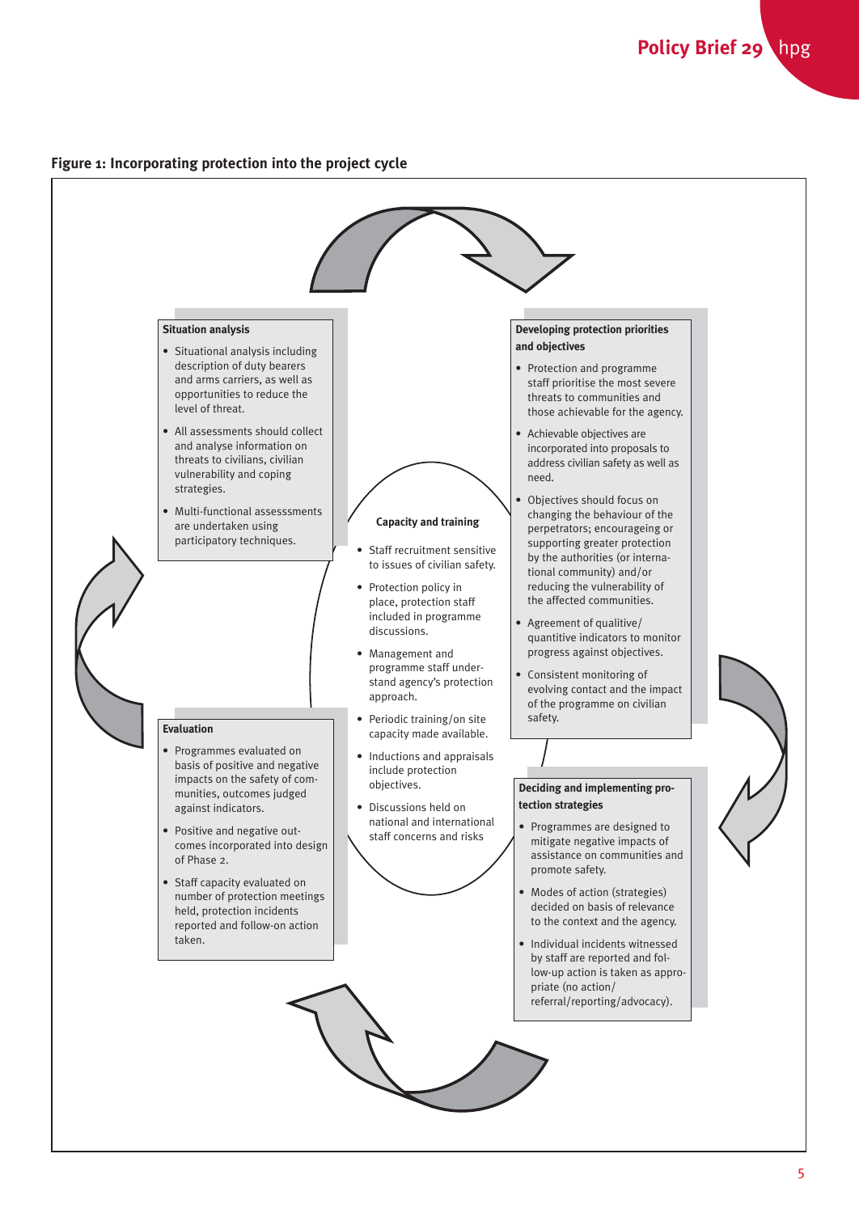**Figure 1: Incorporating protection into the project cycle**

**Situation analysis**

- Situational analysis including description of duty bearers and arms carriers, as well as opportunities to reduce the level of threat.
- All assessments should collect and analyse information on threats to civilians, civilian vulnerability and coping strategies.
- Multi-functional assesssments are undertaken using participatory techniques.

**Developing protection priorities and objectives**

- Protection and programme staff prioritise the most severe threats to communities and those achievable for the agency.
- Achievable objectives are incorporated into proposals to address civilian safety as well as need.
- Objectives should focus on changing the behaviour of the perpetrators; encourageing or supporting greater protection by the authorities (or international community) and/or reducing the vulnerability of the affected communities.
- Agreement of qualitive/quantitive indicators to monitor progress against objectives.
- Consistent monitoring of evolving contact and the impact of the programme on civilian safety.

**Capacity and training**

- Staff recruitment sensitive to issues of civilian safety.
- Protection policy in place, protection staff included in programme discussions.
- Management and programme staff understand agency's protection approach.
- Periodic training/on site capacity made available.
- Inductions and appraisals include protection objectives.
- Discussions held on national and international staff concerns and risks

**Deciding and implementing protection strategies**

- Programmes are designed to mitigate negative impacts of assistance on communities and promote safety.
- Modes of action (strategies) decided on basis of relevance to the context and the agency.
- Individual incidents witnessed by staff are reported and follow-up action is taken as appropriate (no action/referral/reporting/advocacy).

**Evaluation**

- Programmes evaluated on basis of positive and negative impacts on the safety of communities, outcomes judged against indicators.
- Positive and negative outcomes incorporated into design of Phase 2.
- Staff capacity evaluated on number of protection meetings held, protection incidents reported and follow-on action taken.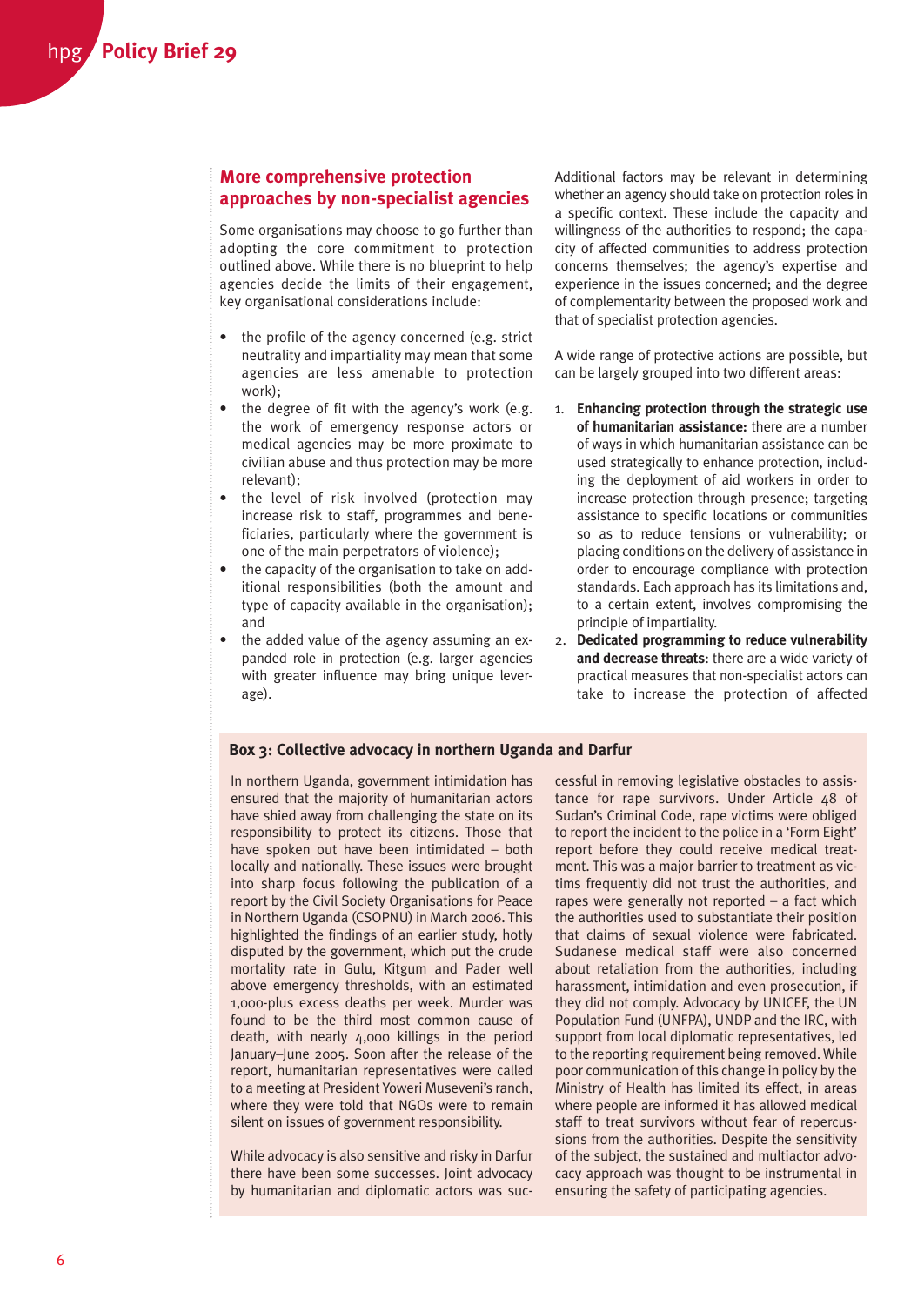## More comprehensive protection approaches by non-specialist agencies

Some organisations may choose to go further than adopting the core commitment to protection outlined above. While there is no blueprint to help agencies decide the limits of their engagement, key organisational considerations include:

- the profile of the agency concerned (e.g. strict neutrality and impartiality may mean that some agencies are less amenable to protection work);
- the degree of fit with the agency's work (e.g. the work of emergency response actors or medical agencies may be more proximate to civilian abuse and thus protection may be more relevant);
- the level of risk involved (protection may increase risk to staff, programmes and beneficiaries, particularly where the government is one of the main perpetrators of violence);
- the capacity of the organisation to take on additional responsibilities (both the amount and type of capacity available in the organisation); and
- the added value of the agency assuming an expanded role in protection (e.g. larger agencies with greater influence may bring unique leverage).

Additional factors may be relevant in determining whether an agency should take on protection roles in a specific context. These include the capacity and willingness of the authorities to respond; the capacity of affected communities to address protection concerns themselves; the agency's expertise and experience in the issues concerned; and the degree of complementarity between the proposed work and that of specialist protection agencies.

A wide range of protective actions are possible, but can be largely grouped into two different areas:

1. **Enhancing protection through the strategic use of humanitarian assistance:** there are a number of ways in which humanitarian assistance can be used strategically to enhance protection, including the deployment of aid workers in order to increase protection through presence; targeting assistance to specific locations or communities so as to reduce tensions or vulnerability; or placing conditions on the delivery of assistance in order to encourage compliance with protection standards. Each approach has its limitations and, to a certain extent, involves compromising the principle of impartiality.
2. **Dedicated programming to reduce vulnerability and decrease threats**: there are a wide variety of practical measures that non-specialist actors can take to increase the protection of affected

### Box 3: Collective advocacy in northern Uganda and Darfur

In northern Uganda, government intimidation has ensured that the majority of humanitarian actors have shied away from challenging the state on its responsibility to protect its citizens. Those that have spoken out have been intimidated – both locally and nationally. These issues were brought into sharp focus following the publication of a report by the Civil Society Organisations for Peace in Northern Uganda (CSOPNU) in March 2006. This highlighted the findings of an earlier study, hotly disputed by the government, which put the crude mortality rate in Gulu, Kitgum and Pader well above emergency thresholds, with an estimated 1,000-plus excess deaths per week. Murder was found to be the third most common cause of death, with nearly 4,000 killings in the period January–June 2005. Soon after the release of the report, humanitarian representatives were called to a meeting at President Yoweri Museveni's ranch, where they were told that NGOs were to remain silent on issues of government responsibility.

While advocacy is also sensitive and risky in Darfur there have been some successes. Joint advocacy by humanitarian and diplomatic actors was successful in removing legislative obstacles to assistance for rape survivors. Under Article 48 of Sudan's Criminal Code, rape victims were obliged to report the incident to the police in a 'Form Eight' report before they could receive medical treatment. This was a major barrier to treatment as victims frequently did not trust the authorities, and rapes were generally not reported – a fact which the authorities used to substantiate their position that claims of sexual violence were fabricated. Sudanese medical staff were also concerned about retaliation from the authorities, including harassment, intimidation and even prosecution, if they did not comply. Advocacy by UNICEF, the UN Population Fund (UNFPA), UNDP and the IRC, with support from local diplomatic representatives, led to the reporting requirement being removed. While poor communication of this change in policy by the Ministry of Health has limited its effect, in areas where people are informed it has allowed medical staff to treat survivors without fear of repercussions from the authorities. Despite the sensitivity of the subject, the sustained and multiactor advocacy approach was thought to be instrumental in ensuring the safety of participating agencies.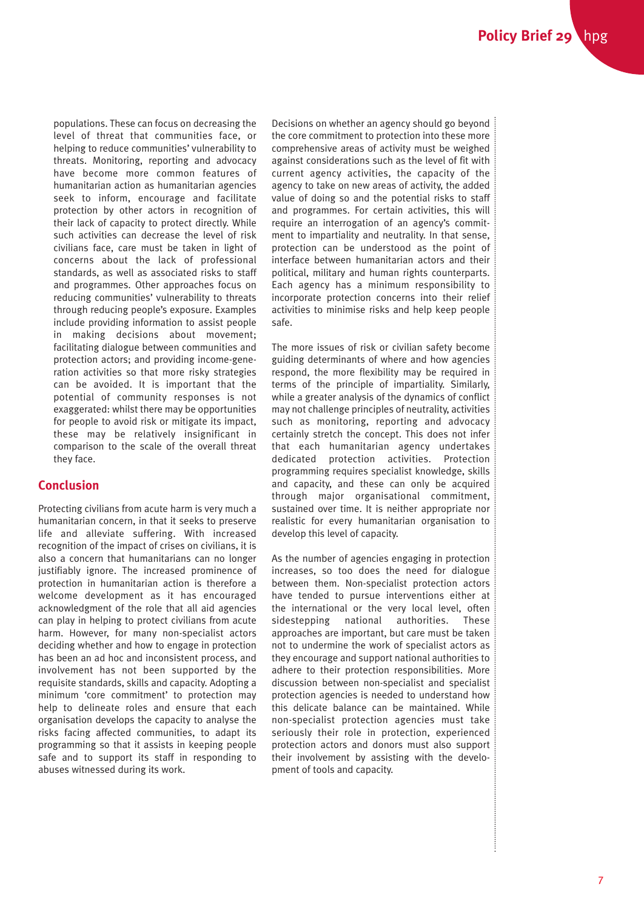populations. These can focus on decreasing the level of threat that communities face, or helping to reduce communities' vulnerability to threats. Monitoring, reporting and advocacy have become more common features of humanitarian action as humanitarian agencies seek to inform, encourage and facilitate protection by other actors in recognition of their lack of capacity to protect directly. While such activities can decrease the level of risk civilians face, care must be taken in light of concerns about the lack of professional standards, as well as associated risks to staff and programmes. Other approaches focus on reducing communities' vulnerability to threats through reducing people's exposure. Examples include providing information to assist people in making decisions about movement; facilitating dialogue between communities and protection actors; and providing income-generation activities so that more risky strategies can be avoided. It is important that the potential of community responses is not exaggerated: whilst there may be opportunities for people to avoid risk or mitigate its impact, these may be relatively insignificant in comparison to the scale of the overall threat they face.

## Conclusion

Protecting civilians from acute harm is very much a humanitarian concern, in that it seeks to preserve life and alleviate suffering. With increased recognition of the impact of crises on civilians, it is also a concern that humanitarians can no longer justifiably ignore. The increased prominence of protection in humanitarian action is therefore a welcome development as it has encouraged acknowledgment of the role that all aid agencies can play in helping to protect civilians from acute harm. However, for many non-specialist actors deciding whether and how to engage in protection has been an ad hoc and inconsistent process, and involvement has not been supported by the requisite standards, skills and capacity. Adopting a minimum 'core commitment' to protection may help to delineate roles and ensure that each organisation develops the capacity to analyse the risks facing affected communities, to adapt its programming so that it assists in keeping people safe and to support its staff in responding to abuses witnessed during its work.

Decisions on whether an agency should go beyond the core commitment to protection into these more comprehensive areas of activity must be weighed against considerations such as the level of fit with current agency activities, the capacity of the agency to take on new areas of activity, the added value of doing so and the potential risks to staff and programmes. For certain activities, this will require an interrogation of an agency's commitment to impartiality and neutrality. In that sense, protection can be understood as the point of interface between humanitarian actors and their political, military and human rights counterparts. Each agency has a minimum responsibility to incorporate protection concerns into their relief activities to minimise risks and help keep people safe.

The more issues of risk or civilian safety become guiding determinants of where and how agencies respond, the more flexibility may be required in terms of the principle of impartiality. Similarly, while a greater analysis of the dynamics of conflict may not challenge principles of neutrality, activities such as monitoring, reporting and advocacy certainly stretch the concept. This does not infer that each humanitarian agency undertakes dedicated protection activities. Protection programming requires specialist knowledge, skills and capacity, and these can only be acquired through major organisational commitment, sustained over time. It is neither appropriate nor realistic for every humanitarian organisation to develop this level of capacity.

As the number of agencies engaging in protection increases, so too does the need for dialogue between them. Non-specialist protection actors have tended to pursue interventions either at the international or the very local level, often sidestepping national authorities. These approaches are important, but care must be taken not to undermine the work of specialist actors as they encourage and support national authorities to adhere to their protection responsibilities. More discussion between non-specialist and specialist protection agencies is needed to understand how this delicate balance can be maintained. While non-specialist protection agencies must take seriously their role in protection, experienced protection actors and donors must also support their involvement by assisting with the development of tools and capacity.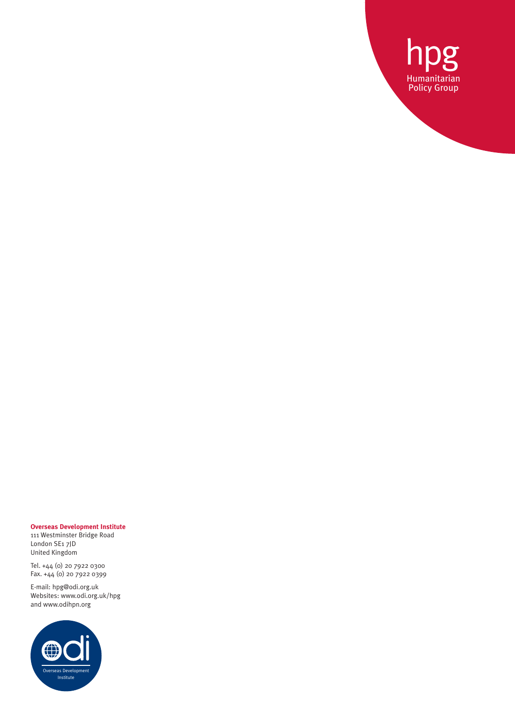hpg

Humanitarian Policy Group

**Overseas Development Institute**
111 Westminster Bridge Road
London SE1 7JD
United Kingdom

Tel. +44 (0) 20 7922 0300
Fax. +44 (0) 20 7922 0399

E-mail: hpg@odi.org.uk
Websites: www.odi.org.uk/hpg
and www.odihpn.org

odi
Overseas Development Institute